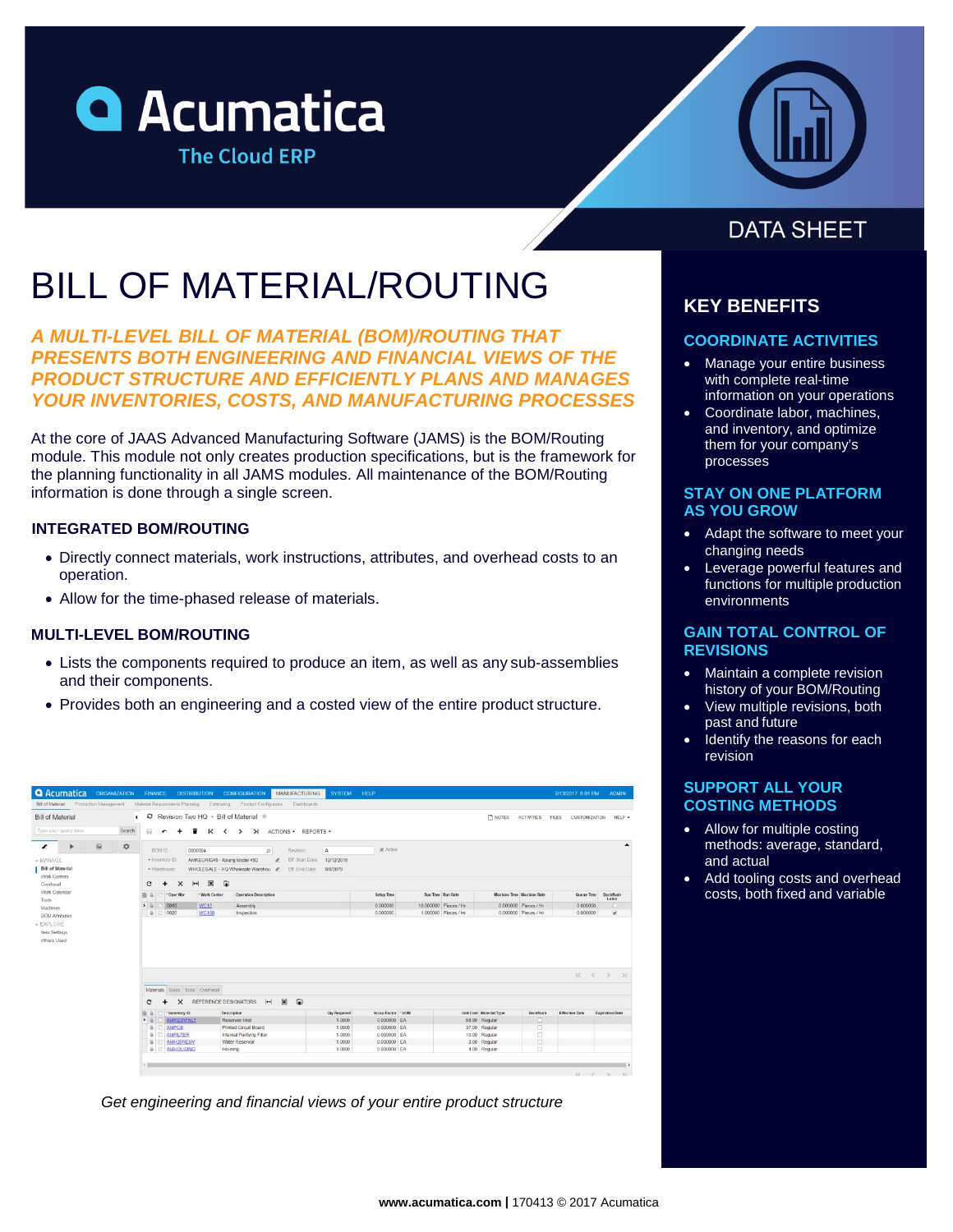# Acumatica

The Cloud ERP

DATA SHEET

# BILL OF MATERIAL/ROUTING

***A MULTI-LEVEL BILL OF MATERIAL (BOM)/ROUTING THAT PRESENTS BOTH ENGINEERING AND FINANCIAL VIEWS OF THE PRODUCT STRUCTURE AND EFFICIENTLY PLANS AND MANAGES YOUR INVENTORIES, COSTS, AND MANUFACTURING PROCESSES***

At the core of JAAS Advanced Manufacturing Software (JAMS) is the BOM/Routing module. This module not only creates production specifications, but is the framework for the planning functionality in all JAMS modules. All maintenance of the BOM/Routing information is done through a single screen.

### INTEGRATED BOM/ROUTING

- Directly connect materials, work instructions, attributes, and overhead costs to an operation.
- Allow for the time-phased release of materials.

### MULTI-LEVEL BOM/ROUTING

- Lists the components required to produce an item, as well as any sub-assemblies and their components.
- Provides both an engineering and a costed view of the entire product structure.

*Get engineering and financial views of your entire product structure*

## KEY BENEFITS

### COORDINATE ACTIVITIES

- Manage your entire business with complete real-time information on your operations
- Coordinate labor, machines, and inventory, and optimize them for your company's processes

### STAY ON ONE PLATFORM AS YOU GROW

- Adapt the software to meet your changing needs
- Leverage powerful features and functions for multiple production environments

### GAIN TOTAL CONTROL OF REVISIONS

- Maintain a complete revision history of your BOM/Routing
- View multiple revisions, both past and future
- Identify the reasons for each revision

### SUPPORT ALL YOUR COSTING METHODS

- Allow for multiple costing methods: average, standard, and actual
- Add tooling costs and overhead costs, both fixed and variable

**www.acumatica.com |** 170413 © 2017 Acumatica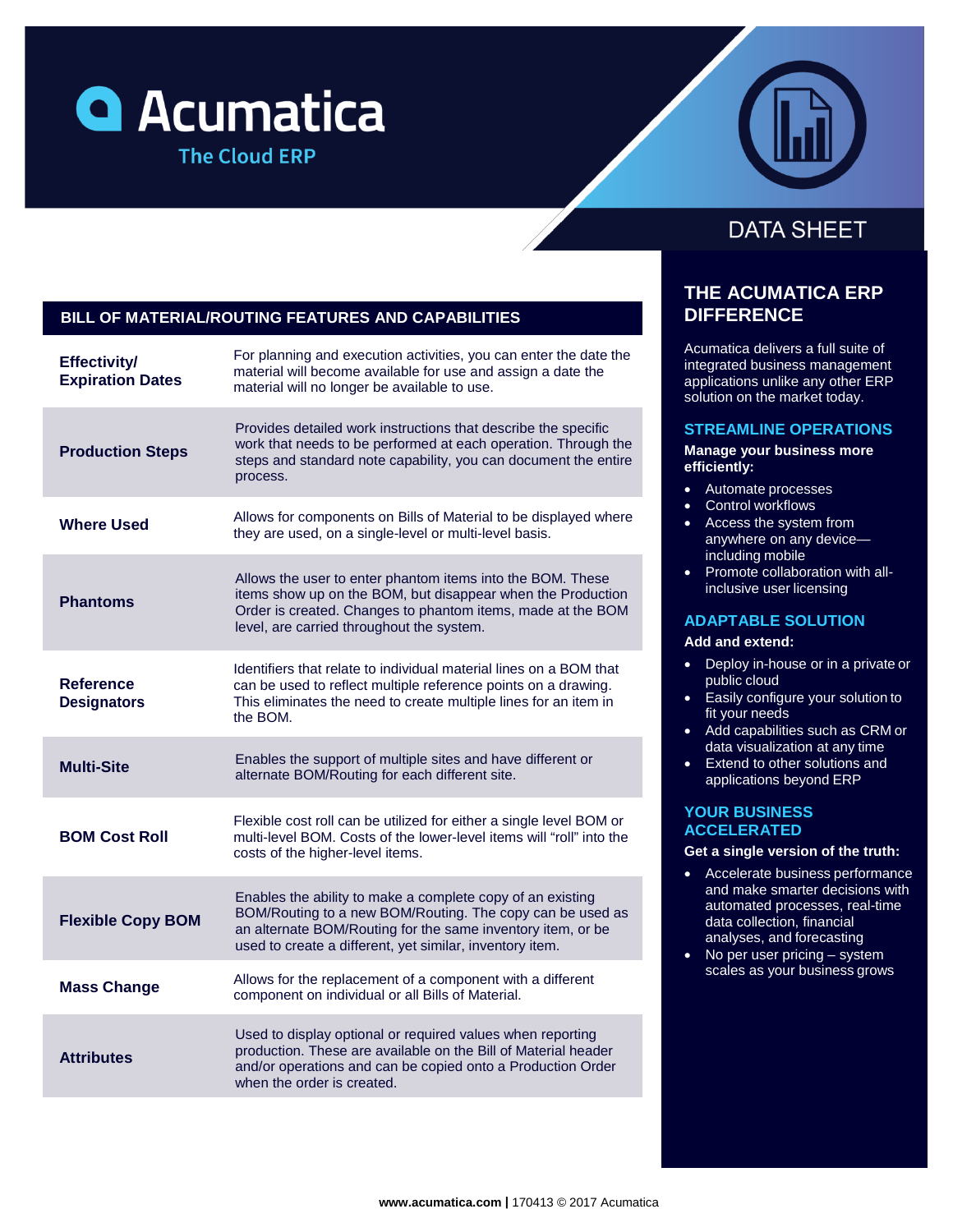# Acumatica

The Cloud ERP

DATA SHEET

## BILL OF MATERIAL/ROUTING FEATURES AND CAPABILITIES

| | |
|---|---|
| **Effectivity/ Expiration Dates** | For planning and execution activities, you can enter the date the material will become available for use and assign a date the material will no longer be available to use. |
| **Production Steps** | Provides detailed work instructions that describe the specific work that needs to be performed at each operation. Through the steps and standard note capability, you can document the entire process. |
| **Where Used** | Allows for components on Bills of Material to be displayed where they are used, on a single-level or multi-level basis. |
| **Phantoms** | Allows the user to enter phantom items into the BOM. These items show up on the BOM, but disappear when the Production Order is created. Changes to phantom items, made at the BOM level, are carried throughout the system. |
| **Reference Designators** | Identifiers that relate to individual material lines on a BOM that can be used to reflect multiple reference points on a drawing. This eliminates the need to create multiple lines for an item in the BOM. |
| **Multi-Site** | Enables the support of multiple sites and have different or alternate BOM/Routing for each different site. |
| **BOM Cost Roll** | Flexible cost roll can be utilized for either a single level BOM or multi-level BOM. Costs of the lower-level items will "roll" into the costs of the higher-level items. |
| **Flexible Copy BOM** | Enables the ability to make a complete copy of an existing BOM/Routing to a new BOM/Routing. The copy can be used as an alternate BOM/Routing for the same inventory item, or be used to create a different, yet similar, inventory item. |
| **Mass Change** | Allows for the replacement of a component with a different component on individual or all Bills of Material. |
| **Attributes** | Used to display optional or required values when reporting production. These are available on the Bill of Material header and/or operations and can be copied onto a Production Order when the order is created. |

## THE ACUMATICA ERP DIFFERENCE

Acumatica delivers a full suite of integrated business management applications unlike any other ERP solution on the market today.

### STREAMLINE OPERATIONS

**Manage your business more efficiently:**

- Automate processes
- Control workflows
- Access the system from anywhere on any device—including mobile
- Promote collaboration with all-inclusive user licensing

### ADAPTABLE SOLUTION

**Add and extend:**

- Deploy in-house or in a private or public cloud
- Easily configure your solution to fit your needs
- Add capabilities such as CRM or data visualization at any time
- Extend to other solutions and applications beyond ERP

### YOUR BUSINESS ACCELERATED

**Get a single version of the truth:**

- Accelerate business performance and make smarter decisions with automated processes, real-time data collection, financial analyses, and forecasting
- No per user pricing – system scales as your business grows

**www.acumatica.com |** 170413 © 2017 Acumatica